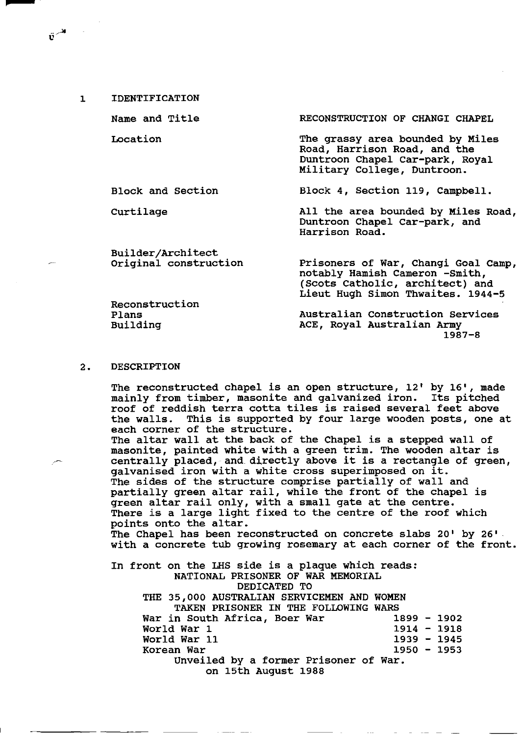## 1 IDENTIFICATION

| | |
|---|---|
| Name and Title | RECONSTRUCTION OF CHANGI CHAPEL |
| Location | The grassy area bounded by Miles Road, Harrison Road, and the Duntroon Chapel Car-park, Royal Military College, Duntroon. |
| Block and Section | Block 4, Section 119, Campbell. |
| Curtilage | All the area bounded by Miles Road, Duntroon Chapel Car-park, and Harrison Road. |
| Builder/Architect Original construction | Prisoners of War, Changi Goal Camp, notably Hamish Cameron -Smith, (Scots Catholic, architect) and Lieut Hugh Simon Thwaites. 1944-5 |
| Reconstruction Plans | Australian Construction Services |
| Building | ACE, Royal Australian Army 1987-8 |

## 2. DESCRIPTION

The reconstructed chapel is an open structure, 12' by 16', made mainly from timber, masonite and galvanized iron. Its pitched roof of reddish terra cotta tiles is raised several feet above the walls. This is supported by four large wooden posts, one at each corner of the structure.

The altar wall at the back of the Chapel is a stepped wall of masonite, painted white with a green trim. The wooden altar is centrally placed, and directly above it is a rectangle of green, galvanised iron with a white cross superimposed on it.

The sides of the structure comprise partially of wall and partially green altar rail, while the front of the chapel is green altar rail only, with a small gate at the centre.

There is a large light fixed to the centre of the roof which points onto the altar.

The Chapel has been reconstructed on concrete slabs 20' by 26' with a concrete tub growing rosemary at each corner of the front.

In front on the LHS side is a plaque which reads:

NATIONAL PRISONER OF WAR MEMORIAL
DEDICATED TO
THE 35,000 AUSTRALIAN SERVICEMEN AND WOMEN
TAKEN PRISONER IN THE FOLLOWING WARS

| | |
|---|---|
| War in South Africa, Boer War | 1899 - 1902 |
| World War 1 | 1914 - 1918 |
| World War 11 | 1939 - 1945 |
| Korean War | 1950 - 1953 |

Unveiled by a former Prisoner of War.
on 15th August 1988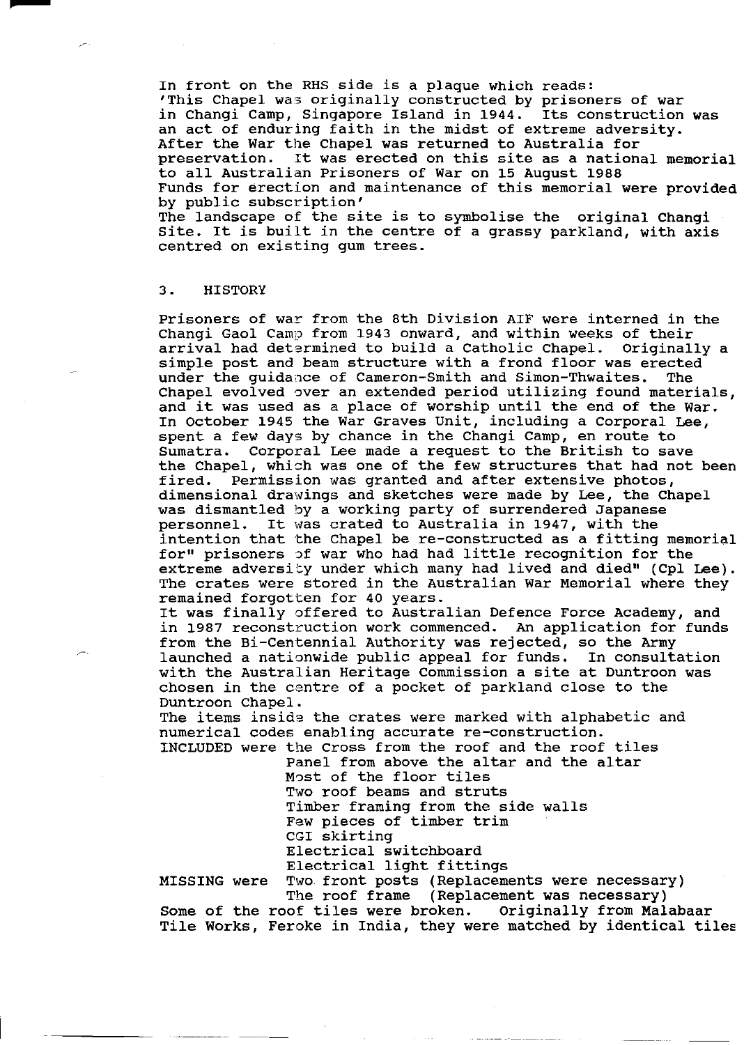In front on the RHS side is a plaque which reads:
'This Chapel was originally constructed by prisoners of war in Changi Camp, Singapore Island in 1944. Its construction was an act of enduring faith in the midst of extreme adversity. After the War the Chapel was returned to Australia for preservation. It was erected on this site as a national memorial to all Australian Prisoners of War on 15 August 1988
Funds for erection and maintenance of this memorial were provided by public subscription'
The landscape of the site is to symbolise the original Changi Site. It is built in the centre of a grassy parkland, with axis centred on existing gum trees.

## 3. HISTORY

Prisoners of war from the 8th Division AIF were interned in the Changi Gaol Camp from 1943 onward, and within weeks of their arrival had determined to build a Catholic Chapel. Originally a simple post and beam structure with a frond floor was erected under the guidance of Cameron-Smith and Simon-Thwaites. The Chapel evolved over an extended period utilizing found materials, and it was used as a place of worship until the end of the War. In October 1945 the War Graves Unit, including a Corporal Lee, spent a few days by chance in the Changi Camp, en route to Sumatra. Corporal Lee made a request to the British to save the Chapel, which was one of the few structures that had not been fired. Permission was granted and after extensive photos, dimensional drawings and sketches were made by Lee, the Chapel was dismantled by a working party of surrendered Japanese personnel. It was crated to Australia in 1947, with the intention that the Chapel be re-constructed as a fitting memorial for" prisoners of war who had had little recognition for the extreme adversity under which many had lived and died" (Cpl Lee). The crates were stored in the Australian War Memorial where they remained forgotten for 40 years.
It was finally offered to Australian Defence Force Academy, and in 1987 reconstruction work commenced. An application for funds from the Bi-Centennial Authority was rejected, so the Army launched a nationwide public appeal for funds. In consultation with the Australian Heritage Commission a site at Duntroon was chosen in the centre of a pocket of parkland close to the Duntroon Chapel.
The items inside the crates were marked with alphabetic and numerical codes enabling accurate re-construction.

INCLUDED were the Cross from the roof and the roof tiles
- Panel from above the altar and the altar
- Most of the floor tiles
- Two roof beams and struts
- Timber framing from the side walls
- Few pieces of timber trim
- CGI skirting
- Electrical switchboard
- Electrical light fittings

MISSING were Two front posts (Replacements were necessary)
- The roof frame (Replacement was necessary)

Some of the roof tiles were broken. Originally from Malabaar Tile Works, Feroke in India, they were matched by identical tiles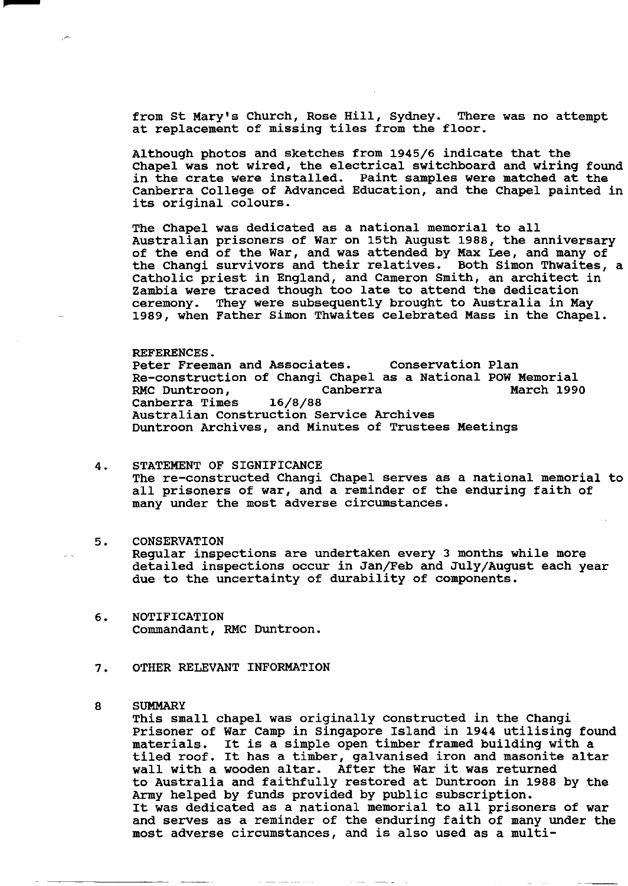from St Mary's Church, Rose Hill, Sydney. There was no attempt at replacement of missing tiles from the floor.

Although photos and sketches from 1945/6 indicate that the Chapel was not wired, the electrical switchboard and wiring found in the crate were installed. Paint samples were matched at the Canberra College of Advanced Education, and the Chapel painted in its original colours.

The Chapel was dedicated as a national memorial to all Australian prisoners of War on 15th August 1988, the anniversary of the end of the War, and was attended by Max Lee, and many of the Changi survivors and their relatives. Both Simon Thwaites, a Catholic priest in England, and Cameron Smith, an architect in Zambia were traced though too late to attend the dedication ceremony. They were subsequently brought to Australia in May 1989, when Father Simon Thwaites celebrated Mass in the Chapel.

REFERENCES.
Peter Freeman and Associates. Conservation Plan
Re-construction of Changi Chapel as a National POW Memorial
RMC Duntroon, Canberra March 1990
Canberra Times 16/8/88
Australian Construction Service Archives
Duntroon Archives, and Minutes of Trustees Meetings

4. STATEMENT OF SIGNIFICANCE
The re-constructed Changi Chapel serves as a national memorial to all prisoners of war, and a reminder of the enduring faith of many under the most adverse circumstances.

5. CONSERVATION
Regular inspections are undertaken every 3 months while more detailed inspections occur in Jan/Feb and July/August each year due to the uncertainty of durability of components.

6. NOTIFICATION
Commandant, RMC Duntroon.

7. OTHER RELEVANT INFORMATION

8 SUMMARY
This small chapel was originally constructed in the Changi Prisoner of War Camp in Singapore Island in 1944 utilising found materials. It is a simple open timber framed building with a tiled roof. It has a timber, galvanised iron and masonite altar wall with a wooden altar. After the War it was returned to Australia and faithfully restored at Duntroon in 1988 by the Army helped by funds provided by public subscription.
It was dedicated as a national memorial to all prisoners of war and serves as a reminder of the enduring faith of many under the most adverse circumstances, and is also used as a multi-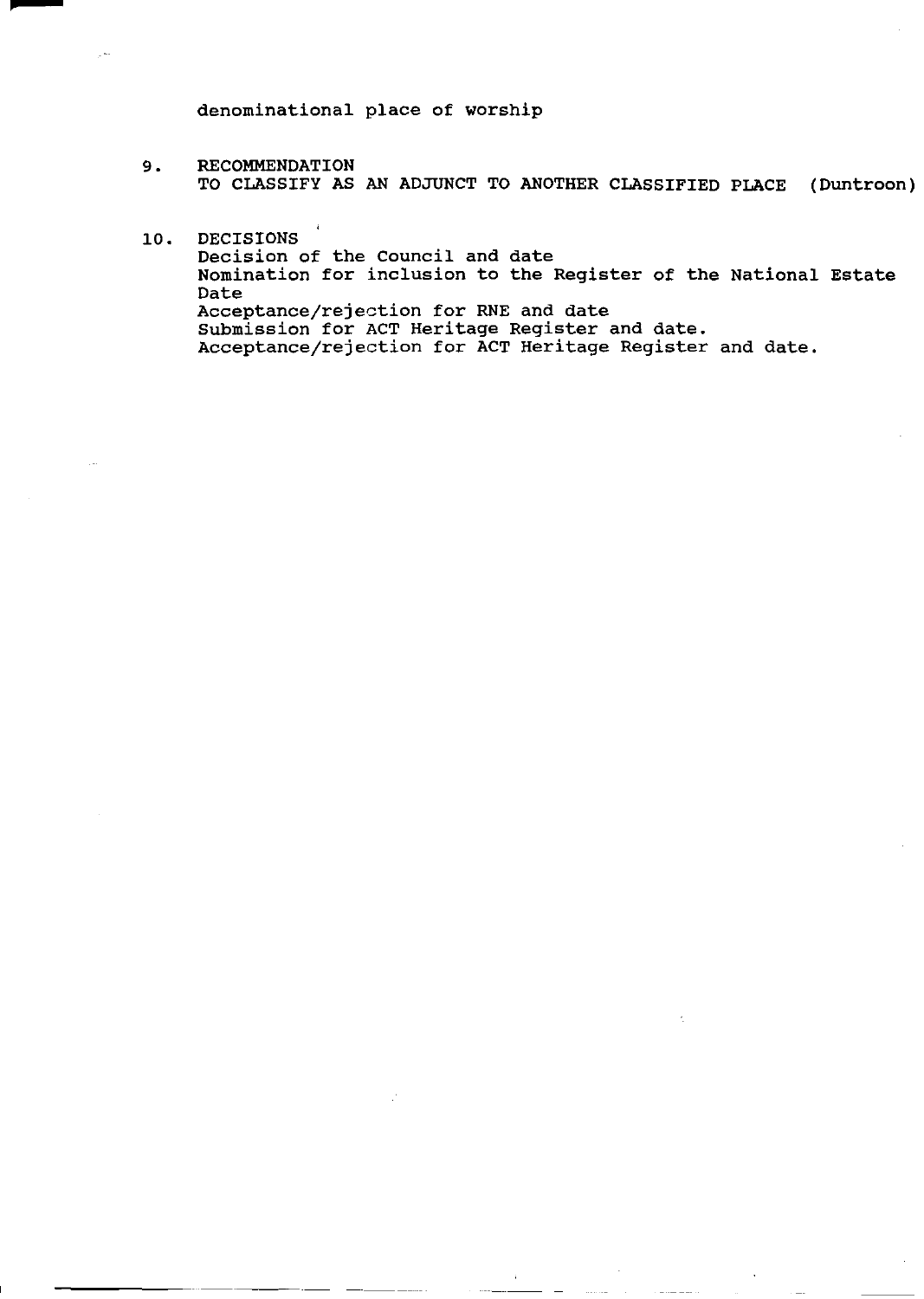denominational place of worship

9. RECOMMENDATION
   TO CLASSIFY AS AN ADJUNCT TO ANOTHER CLASSIFIED PLACE (Duntroon)

10. DECISIONS
    Decision of the Council and date
    Nomination for inclusion to the Register of the National Estate
    Date
    Acceptance/rejection for RNE and date
    Submission for ACT Heritage Register and date.
    Acceptance/rejection for ACT Heritage Register and date.